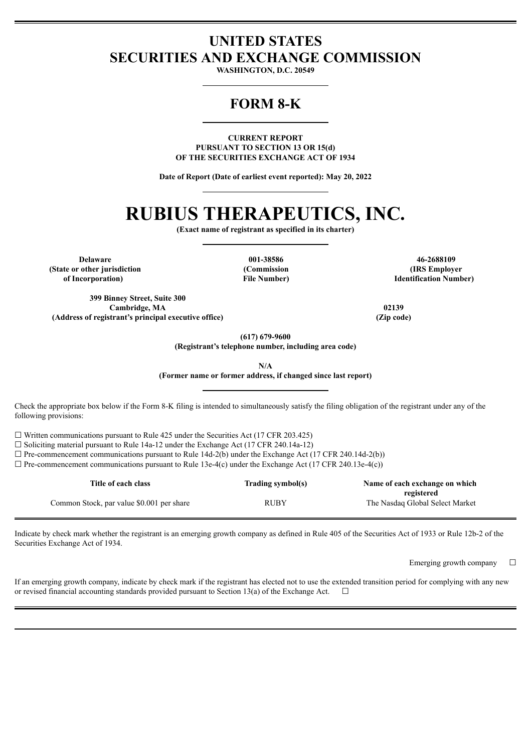# UNITED STATES
# SECURITIES AND EXCHANGE COMMISSION

**WASHINGTON, D.C. 20549**

## FORM 8-K

**CURRENT REPORT**
**PURSUANT TO SECTION 13 OR 15(d)**
**OF THE SECURITIES EXCHANGE ACT OF 1934**

**Date of Report (Date of earliest event reported): May 20, 2022**

# RUBIUS THERAPEUTICS, INC.

**(Exact name of registrant as specified in its charter)**

| Delaware | 001-38586 | 46-2688109 |
|---|---|---|
| **(State or other jurisdiction of Incorporation)** | **(Commission File Number)** | **(IRS Employer Identification Number)** |

| 399 Binney Street, Suite 300 Cambridge, MA | 02139 |
|---|---|
| **(Address of registrant's principal executive office)** | **(Zip code)** |

**(617) 679-9600**
**(Registrant's telephone number, including area code)**

**N/A**
**(Former name or former address, if changed since last report)**

Check the appropriate box below if the Form 8-K filing is intended to simultaneously satisfy the filing obligation of the registrant under any of the following provisions:

☐ Written communications pursuant to Rule 425 under the Securities Act (17 CFR 203.425)
☐ Soliciting material pursuant to Rule 14a-12 under the Exchange Act (17 CFR 240.14a-12)
☐ Pre-commencement communications pursuant to Rule 14d-2(b) under the Exchange Act (17 CFR 240.14d-2(b))
☐ Pre-commencement communications pursuant to Rule 13e-4(c) under the Exchange Act (17 CFR 240.13e-4(c))

| Title of each class | Trading symbol(s) | Name of each exchange on which registered |
|---|---|---|
| Common Stock, par value $0.001 per share | RUBY | The Nasdaq Global Select Market |

Indicate by check mark whether the registrant is an emerging growth company as defined in Rule 405 of the Securities Act of 1933 or Rule 12b-2 of the Securities Exchange Act of 1934.

Emerging growth company ☐

If an emerging growth company, indicate by check mark if the registrant has elected not to use the extended transition period for complying with any new or revised financial accounting standards provided pursuant to Section 13(a) of the Exchange Act. ☐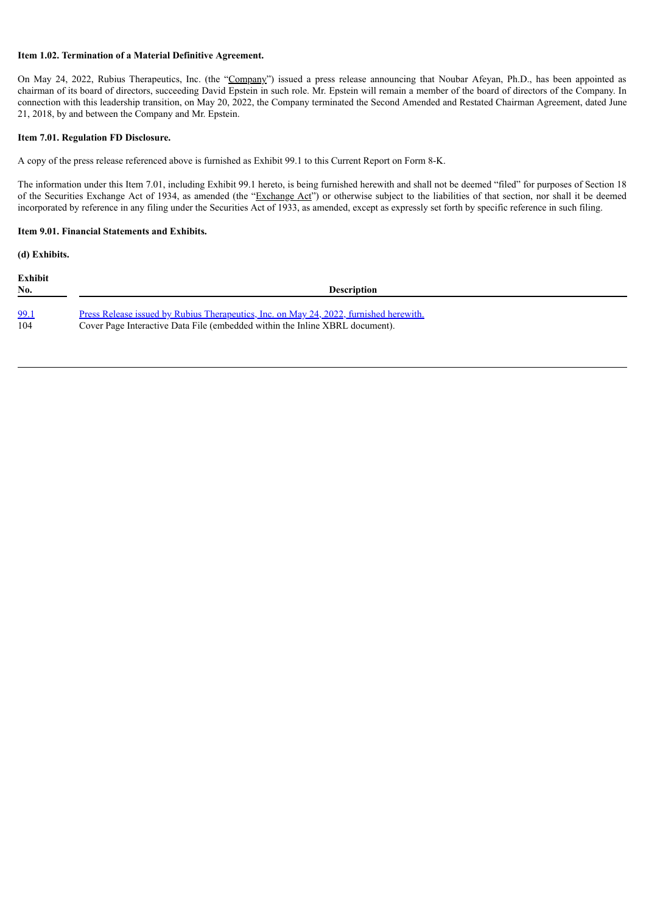**Item 1.02. Termination of a Material Definitive Agreement.**

On May 24, 2022, Rubius Therapeutics, Inc. (the "Company") issued a press release announcing that Noubar Afeyan, Ph.D., has been appointed as chairman of its board of directors, succeeding David Epstein in such role. Mr. Epstein will remain a member of the board of directors of the Company. In connection with this leadership transition, on May 20, 2022, the Company terminated the Second Amended and Restated Chairman Agreement, dated June 21, 2018, by and between the Company and Mr. Epstein.

**Item 7.01. Regulation FD Disclosure.**

A copy of the press release referenced above is furnished as Exhibit 99.1 to this Current Report on Form 8-K.

The information under this Item 7.01, including Exhibit 99.1 hereto, is being furnished herewith and shall not be deemed "filed" for purposes of Section 18 of the Securities Exchange Act of 1934, as amended (the "Exchange Act") or otherwise subject to the liabilities of that section, nor shall it be deemed incorporated by reference in any filing under the Securities Act of 1933, as amended, except as expressly set forth by specific reference in such filing.

**Item 9.01. Financial Statements and Exhibits.**

**(d) Exhibits.**

| Exhibit No. | Description |
|---|---|
| 99.1 | Press Release issued by Rubius Therapeutics, Inc. on May 24, 2022, furnished herewith. |
| 104 | Cover Page Interactive Data File (embedded within the Inline XBRL document). |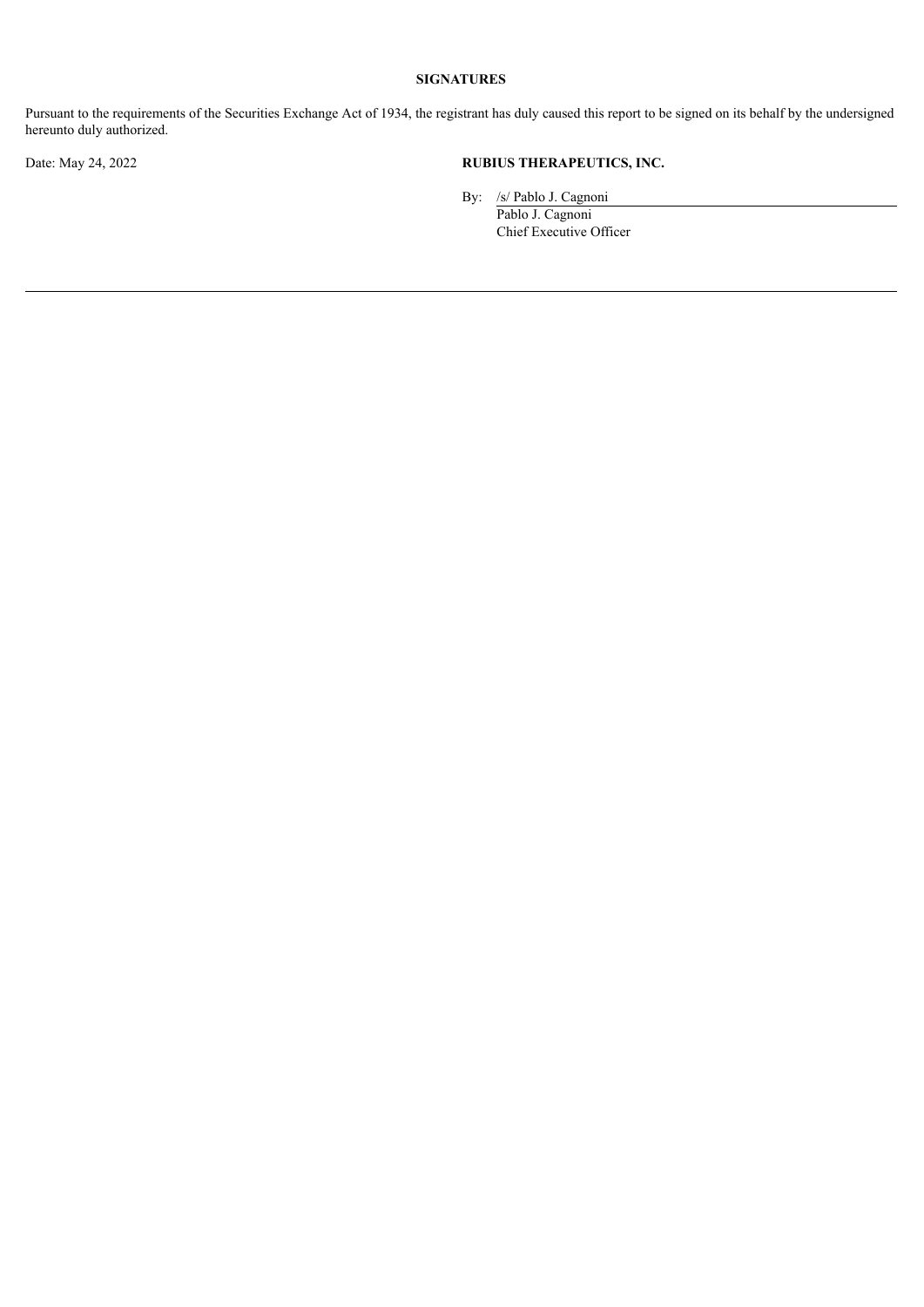**SIGNATURES**

Pursuant to the requirements of the Securities Exchange Act of 1934, the registrant has duly caused this report to be signed on its behalf by the undersigned hereunto duly authorized.

Date: May 24, 2022

**RUBIUS THERAPEUTICS, INC.**

By: /s/ Pablo J. Cagnoni
Pablo J. Cagnoni
Chief Executive Officer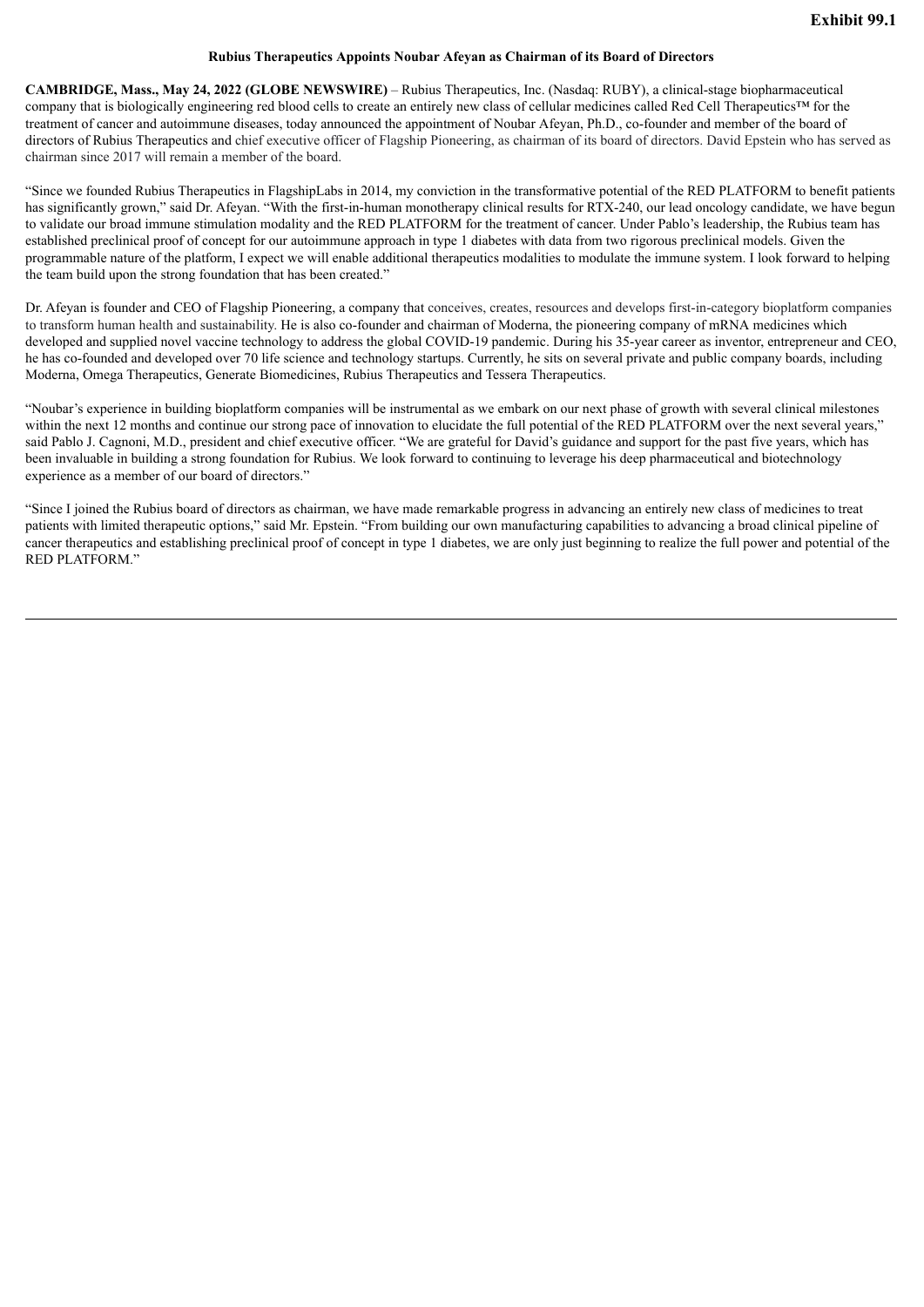**Exhibit 99.1**

**Rubius Therapeutics Appoints Noubar Afeyan as Chairman of its Board of Directors**

**CAMBRIDGE, Mass., May 24, 2022 (GLOBE NEWSWIRE)** – Rubius Therapeutics, Inc. (Nasdaq: RUBY), a clinical-stage biopharmaceutical company that is biologically engineering red blood cells to create an entirely new class of cellular medicines called Red Cell Therapeutics™ for the treatment of cancer and autoimmune diseases, today announced the appointment of Noubar Afeyan, Ph.D., co-founder and member of the board of directors of Rubius Therapeutics and chief executive officer of Flagship Pioneering, as chairman of its board of directors. David Epstein who has served as chairman since 2017 will remain a member of the board.

"Since we founded Rubius Therapeutics in FlagshipLabs in 2014, my conviction in the transformative potential of the RED PLATFORM to benefit patients has significantly grown," said Dr. Afeyan. "With the first-in-human monotherapy clinical results for RTX-240, our lead oncology candidate, we have begun to validate our broad immune stimulation modality and the RED PLATFORM for the treatment of cancer. Under Pablo's leadership, the Rubius team has established preclinical proof of concept for our autoimmune approach in type 1 diabetes with data from two rigorous preclinical models. Given the programmable nature of the platform, I expect we will enable additional therapeutics modalities to modulate the immune system. I look forward to helping the team build upon the strong foundation that has been created."

Dr. Afeyan is founder and CEO of Flagship Pioneering, a company that conceives, creates, resources and develops first-in-category bioplatform companies to transform human health and sustainability. He is also co-founder and chairman of Moderna, the pioneering company of mRNA medicines which developed and supplied novel vaccine technology to address the global COVID-19 pandemic. During his 35-year career as inventor, entrepreneur and CEO, he has co-founded and developed over 70 life science and technology startups. Currently, he sits on several private and public company boards, including Moderna, Omega Therapeutics, Generate Biomedicines, Rubius Therapeutics and Tessera Therapeutics.

"Noubar's experience in building bioplatform companies will be instrumental as we embark on our next phase of growth with several clinical milestones within the next 12 months and continue our strong pace of innovation to elucidate the full potential of the RED PLATFORM over the next several years," said Pablo J. Cagnoni, M.D., president and chief executive officer. "We are grateful for David's guidance and support for the past five years, which has been invaluable in building a strong foundation for Rubius. We look forward to continuing to leverage his deep pharmaceutical and biotechnology experience as a member of our board of directors."

"Since I joined the Rubius board of directors as chairman, we have made remarkable progress in advancing an entirely new class of medicines to treat patients with limited therapeutic options," said Mr. Epstein. "From building our own manufacturing capabilities to advancing a broad clinical pipeline of cancer therapeutics and establishing preclinical proof of concept in type 1 diabetes, we are only just beginning to realize the full power and potential of the RED PLATFORM."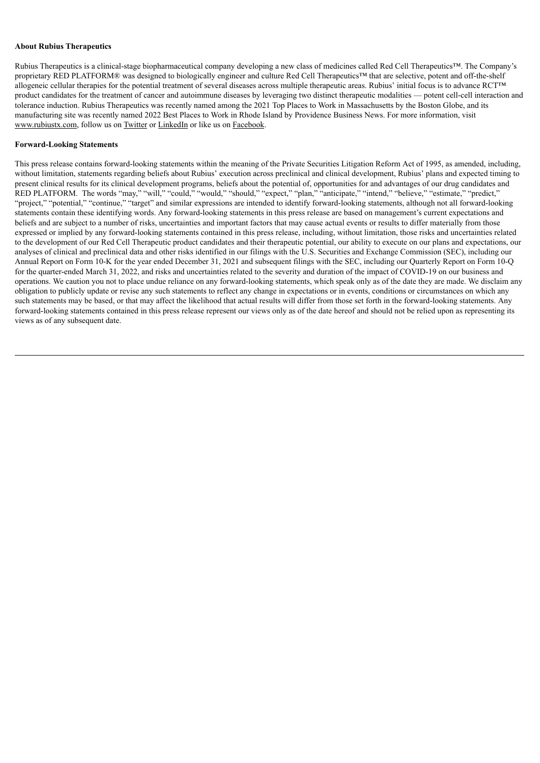**About Rubius Therapeutics**

Rubius Therapeutics is a clinical-stage biopharmaceutical company developing a new class of medicines called Red Cell Therapeutics™. The Company's proprietary RED PLATFORM® was designed to biologically engineer and culture Red Cell Therapeutics™ that are selective, potent and off-the-shelf allogeneic cellular therapies for the potential treatment of several diseases across multiple therapeutic areas. Rubius' initial focus is to advance RCT™ product candidates for the treatment of cancer and autoimmune diseases by leveraging two distinct therapeutic modalities — potent cell-cell interaction and tolerance induction. Rubius Therapeutics was recently named among the 2021 Top Places to Work in Massachusetts by the Boston Globe, and its manufacturing site was recently named 2022 Best Places to Work in Rhode Island by Providence Business News. For more information, visit www.rubiustx.com, follow us on Twitter or LinkedIn or like us on Facebook.

**Forward-Looking Statements**

This press release contains forward-looking statements within the meaning of the Private Securities Litigation Reform Act of 1995, as amended, including, without limitation, statements regarding beliefs about Rubius' execution across preclinical and clinical development, Rubius' plans and expected timing to present clinical results for its clinical development programs, beliefs about the potential of, opportunities for and advantages of our drug candidates and RED PLATFORM. The words "may," "will," "could," "would," "should," "expect," "plan," "anticipate," "intend," "believe," "estimate," "predict," "project," "potential," "continue," "target" and similar expressions are intended to identify forward-looking statements, although not all forward-looking statements contain these identifying words. Any forward-looking statements in this press release are based on management's current expectations and beliefs and are subject to a number of risks, uncertainties and important factors that may cause actual events or results to differ materially from those expressed or implied by any forward-looking statements contained in this press release, including, without limitation, those risks and uncertainties related to the development of our Red Cell Therapeutic product candidates and their therapeutic potential, our ability to execute on our plans and expectations, our analyses of clinical and preclinical data and other risks identified in our filings with the U.S. Securities and Exchange Commission (SEC), including our Annual Report on Form 10-K for the year ended December 31, 2021 and subsequent filings with the SEC, including our Quarterly Report on Form 10-Q for the quarter-ended March 31, 2022, and risks and uncertainties related to the severity and duration of the impact of COVID-19 on our business and operations. We caution you not to place undue reliance on any forward-looking statements, which speak only as of the date they are made. We disclaim any obligation to publicly update or revise any such statements to reflect any change in expectations or in events, conditions or circumstances on which any such statements may be based, or that may affect the likelihood that actual results will differ from those set forth in the forward-looking statements. Any forward-looking statements contained in this press release represent our views only as of the date hereof and should not be relied upon as representing its views as of any subsequent date.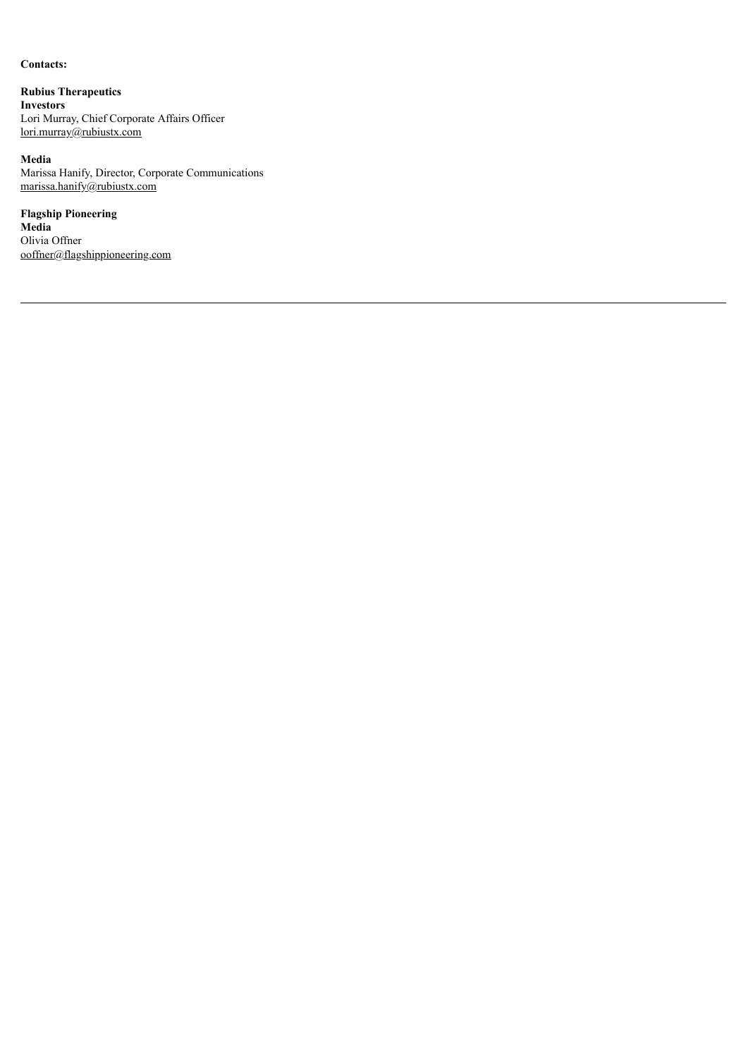**Contacts:**

**Rubius Therapeutics**
**Investors**
Lori Murray, Chief Corporate Affairs Officer
lori.murray@rubiustx.com

**Media**
Marissa Hanify, Director, Corporate Communications
marissa.hanify@rubiustx.com

**Flagship Pioneering**
**Media**
Olivia Offner
ooffner@flagshippioneering.com